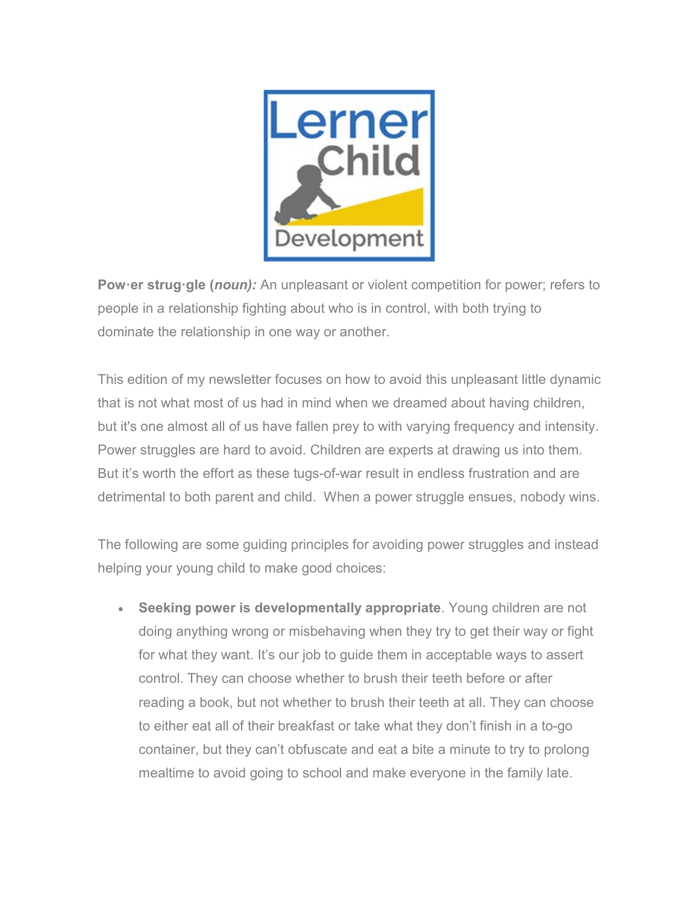**Pow·er strug·gle (*noun*):** An unpleasant or violent competition for power; refers to people in a relationship fighting about who is in control, with both trying to dominate the relationship in one way or another.

This edition of my newsletter focuses on how to avoid this unpleasant little dynamic that is not what most of us had in mind when we dreamed about having children, but it's one almost all of us have fallen prey to with varying frequency and intensity. Power struggles are hard to avoid. Children are experts at drawing us into them. But it's worth the effort as these tugs-of-war result in endless frustration and are detrimental to both parent and child. When a power struggle ensues, nobody wins.

The following are some guiding principles for avoiding power struggles and instead helping your young child to make good choices:

- **Seeking power is developmentally appropriate**. Young children are not doing anything wrong or misbehaving when they try to get their way or fight for what they want. It's our job to guide them in acceptable ways to assert control. They can choose whether to brush their teeth before or after reading a book, but not whether to brush their teeth at all. They can choose to either eat all of their breakfast or take what they don't finish in a to-go container, but they can't obfuscate and eat a bite a minute to try to prolong mealtime to avoid going to school and make everyone in the family late.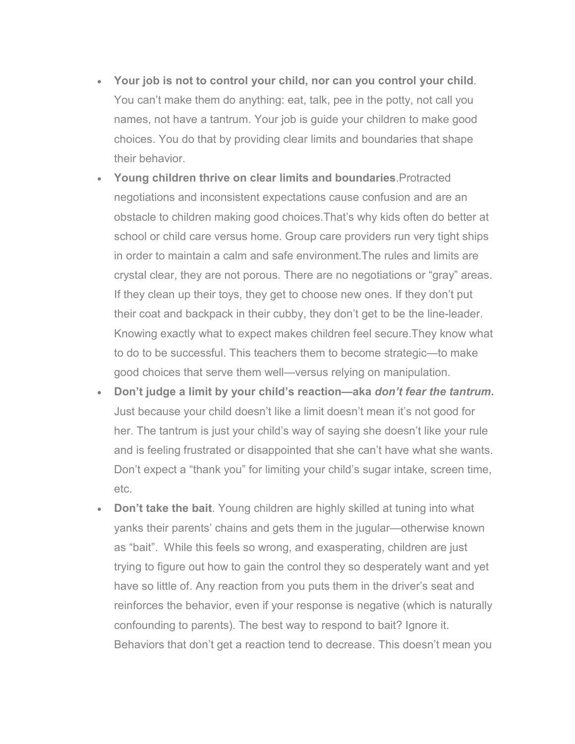- **Your job is not to control your child, nor can you control your child**. You can't make them do anything: eat, talk, pee in the potty, not call you names, not have a tantrum. Your job is guide your children to make good choices. You do that by providing clear limits and boundaries that shape their behavior.
- **Young children thrive on clear limits and boundaries**.Protracted negotiations and inconsistent expectations cause confusion and are an obstacle to children making good choices.That's why kids often do better at school or child care versus home. Group care providers run very tight ships in order to maintain a calm and safe environment.The rules and limits are crystal clear, they are not porous. There are no negotiations or "gray" areas. If they clean up their toys, they get to choose new ones. If they don't put their coat and backpack in their cubby, they don't get to be the line-leader. Knowing exactly what to expect makes children feel secure.They know what to do to be successful. This teachers them to become strategic—to make good choices that serve them well—versus relying on manipulation.
- **Don't judge a limit by your child's reaction—aka *don't fear the tantrum*.** Just because your child doesn't like a limit doesn't mean it's not good for her. The tantrum is just your child's way of saying she doesn't like your rule and is feeling frustrated or disappointed that she can't have what she wants. Don't expect a "thank you" for limiting your child's sugar intake, screen time, etc.
- **Don't take the bait**. Young children are highly skilled at tuning into what yanks their parents' chains and gets them in the jugular—otherwise known as "bait". While this feels so wrong, and exasperating, children are just trying to figure out how to gain the control they so desperately want and yet have so little of. Any reaction from you puts them in the driver's seat and reinforces the behavior, even if your response is negative (which is naturally confounding to parents). The best way to respond to bait? Ignore it. Behaviors that don't get a reaction tend to decrease. This doesn't mean you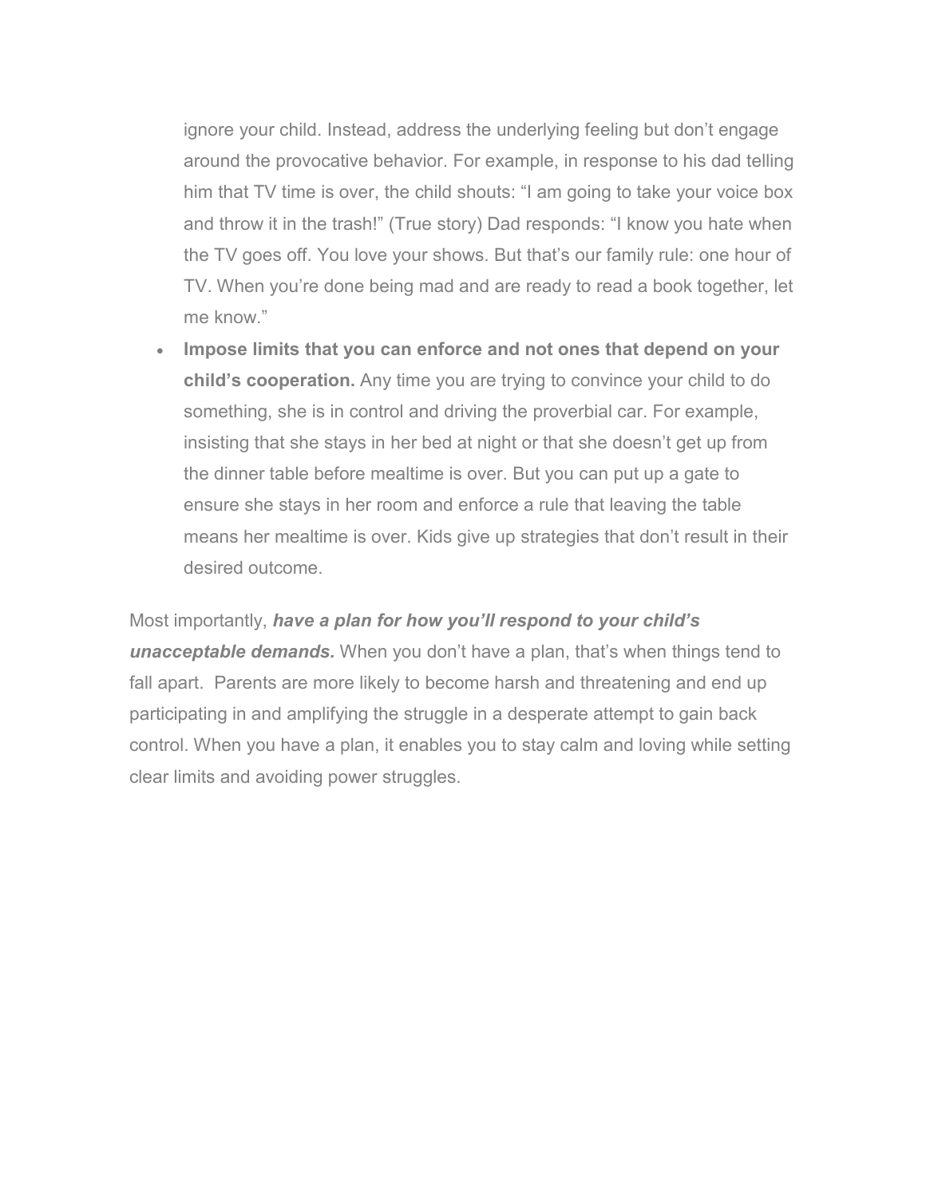ignore your child. Instead, address the underlying feeling but don't engage around the provocative behavior. For example, in response to his dad telling him that TV time is over, the child shouts: "I am going to take your voice box and throw it in the trash!" (True story) Dad responds: "I know you hate when the TV goes off. You love your shows. But that's our family rule: one hour of TV. When you're done being mad and are ready to read a book together, let me know."

- **Impose limits that you can enforce and not ones that depend on your child's cooperation.** Any time you are trying to convince your child to do something, she is in control and driving the proverbial car. For example, insisting that she stays in her bed at night or that she doesn't get up from the dinner table before mealtime is over. But you can put up a gate to ensure she stays in her room and enforce a rule that leaving the table means her mealtime is over. Kids give up strategies that don't result in their desired outcome.

Most importantly, ***have a plan for how you'll respond to your child's unacceptable demands.*** When you don't have a plan, that's when things tend to fall apart. Parents are more likely to become harsh and threatening and end up participating in and amplifying the struggle in a desperate attempt to gain back control. When you have a plan, it enables you to stay calm and loving while setting clear limits and avoiding power struggles.